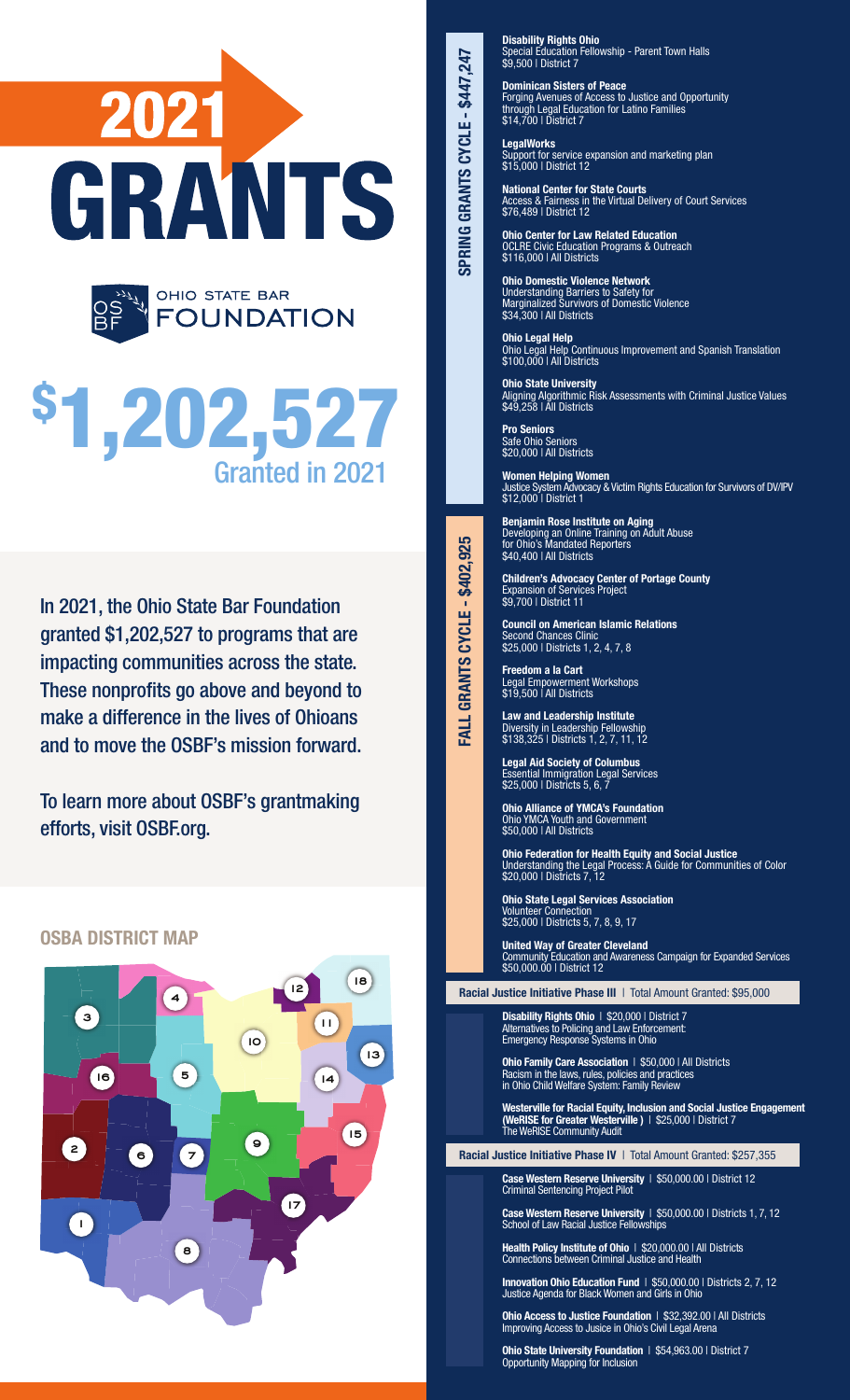# 2021 GRANTS

OHIO STATE BAR FOUNDATION

# $1,202,527 Granted in 2021

In 2021, the Ohio State Bar Foundation granted $1,202,527 to programs that are impacting communities across the state. These nonprofits go above and beyond to make a difference in the lives of Ohioans and to move the OSBF's mission forward.

To learn more about OSBF's grantmaking efforts, visit OSBF.org.

## OSBA DISTRICT MAP

1 2 3 4 5 6 7 8 9 10 11 12 13 14 15 16 17 18

## SPRING GRANTS CYCLE - $447,247

**Disability Rights Ohio**
Special Education Fellowship - Parent Town Halls
$9,500 | District 7

**Dominican Sisters of Peace**
Forging Avenues of Access to Justice and Opportunity through Legal Education for Latino Families
$14,700 | District 7

**LegalWorks**
Support for service expansion and marketing plan
$15,000 | District 12

**National Center for State Courts**
Access & Fairness in the Virtual Delivery of Court Services
$76,489 | District 12

**Ohio Center for Law Related Education**
OCLRE Civic Education Programs & Outreach
$116,000 | All Districts

**Ohio Domestic Violence Network**
Understanding Barriers to Safety for Marginalized Survivors of Domestic Violence
$34,300 | All Districts

**Ohio Legal Help**
Ohio Legal Help Continuous Improvement and Spanish Translation
$100,000 | All Districts

**Ohio State University**
Aligning Algorithmic Risk Assessments with Criminal Justice Values
$49,258 | All Districts

**Pro Seniors**
Safe Ohio Seniors
$20,000 | All Districts

**Women Helping Women**
Justice System Advocacy & Victim Rights Education for Survivors of DV/IPV
$12,000 | District 1

## FALL GRANTS CYCLE - $402,925

**Benjamin Rose Institute on Aging**
Developing an Online Training on Adult Abuse for Ohio's Mandated Reporters
$40,400 | All Districts

**Children's Advocacy Center of Portage County**
Expansion of Services Project
$9,700 | District 11

**Council on American Islamic Relations**
Second Chances Clinic
$25,000 | Districts 1, 2, 4, 7, 8

**Freedom a la Cart**
Legal Empowerment Workshops
$19,500 | All Districts

**Law and Leadership Institute**
Diversity in Leadership Fellowship
$138,325 | Districts 1, 2, 7, 11, 12

**Legal Aid Society of Columbus**
Essential Immigration Legal Services
$25,000 | Districts 5, 6, 7

**Ohio Alliance of YMCA's Foundation**
Ohio YMCA Youth and Government
$50,000 | All Districts

**Ohio Federation for Health Equity and Social Justice**
Understanding the Legal Process: A Guide for Communities of Color
$20,000 | Districts 7, 12

**Ohio State Legal Services Association**
Volunteer Connection
$25,000 | Districts 5, 7, 8, 9, 17

**United Way of Greater Cleveland**
Community Education and Awareness Campaign for Expanded Services
$50,000.00 | District 12

## Racial Justice Initiative Phase III | Total Amount Granted: $95,000

**Disability Rights Ohio** | $20,000 | District 7
Alternatives to Policing and Law Enforcement: Emergency Response Systems in Ohio

**Ohio Family Care Association** | $50,000 | All Districts
Racism in the laws, rules, policies and practices in Ohio Child Welfare System: Family Review

**Westerville for Racial Equity, Inclusion and Social Justice Engagement (WeRISE for Greater Westerville )** | $25,000 | District 7
The WeRISE Community Audit

## Racial Justice Initiative Phase IV | Total Amount Granted: $257,355

**Case Western Reserve University** | $50,000.00 | District 12
Criminal Sentencing Project Pilot

**Case Western Reserve University** | $50,000.00 | Districts 1, 7, 12
School of Law Racial Justice Fellowships

**Health Policy Institute of Ohio** | $20,000.00 | All Districts
Connections between Criminal Justice and Health

**Innovation Ohio Education Fund** | $50,000.00 | Districts 2, 7, 12
Justice Agenda for Black Women and Girls in Ohio

**Ohio Access to Justice Foundation** | $32,392.00 | All Districts
Improving Access to Jusice in Ohio's Civil Legal Arena

**Ohio State University Foundation** | $54,963.00 | District 7
Opportunity Mapping for Inclusion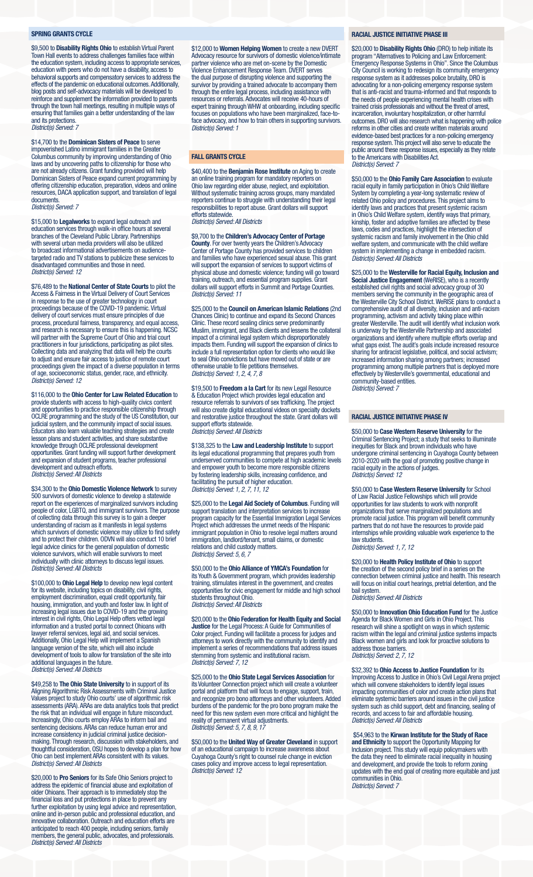## SPRING GRANTS CYCLE

$9,500 to **Disability Rights Ohio** to establish Virtual Parent Town Hall events to address challenges families face within the education system, including access to appropriate services, education with peers who do not have a disability, access to behavioral supports and compensatory services to address the effects of the pandemic on educational outcomes. Additionally, blog posts and self-advocacy materials will be developed to reinforce and supplement the information provided to parents through the town hall meetings, resulting in multiple ways of ensuring that families gain a better understanding of the law and its protections.
*District(s) Served: 7*

$14,700 to the **Dominican Sisters of Peace** to serve impoverished Latino immigrant families in the Greater Columbus community by improving understanding of Ohio laws and by uncovering paths to citizenship for those who are not already citizens. Grant funding provided will help Dominican Sisters of Peace expand current programming by offering citizenship education, preparation, videos and online resources, DACA application support, and translation of legal documents.
*District(s) Served: 7*

$15,000 to **Legalworks** to expand legal outreach and education services through walk-in office hours at several branches of the Cleveland Public Library. Partnerships with several urban media providers will also be utilized to broadcast informational advertisements on audience-targeted radio and TV stations to publicize these services to disadvantaged communities and those in need.
*District(s) Served: 12*

$76,489 to the **National Center of State Courts** to pilot the Access & Fairness in the Virtual Delivery of Court Services in response to the use of greater technology in court proceedings because of the COVID-19 pandemic. Virtual delivery of court services must ensure principles of due process, procedural fairness, transparency, and equal access, and research is necessary to ensure this is happening. NCSC will partner with the Supreme Court of Ohio and trial court practitioners in four jurisdictions, participating as pilot sites. Collecting data and analyzing that data will help the courts to adjust and ensure fair access to justice of remote court proceedings given the impact of a diverse population in terms of age, socioeconomic status, gender, race, and ethnicity.
*District(s) Served: 12*

$116,000 to the **Ohio Center for Law Related Education** to provide students with access to high-quality civics content and opportunities to practice responsible citizenship through OCLRE programming and the study of the US Constitution, our judicial system, and the community impact of social issues. Educators also learn valuable teaching strategies and create lesson plans and student activities, and share substantive knowledge through OCLRE professional development opportunities. Grant funding will support further development and expansion of student programs, teacher professional development and outreach efforts.
*District(s) Served: All Districts*

$34,300 to the **Ohio Domestic Violence Network** to survey 500 survivors of domestic violence to develop a statewide report on the experiences of marginalized survivors including people of color, LGBTQ, and immigrant survivors. The purpose of collecting data through this survey is to gain a deeper understanding of racism as it manifests in legal systems which survivors of domestic violence may utilize to find safety and to protect their children. ODVN will also conduct 10 brief legal advice clinics for the general population of domestic violence survivors, which will enable survivors to meet individually with clinic attorneys to discuss legal issues.
*District(s) Served: All Districts*

$100,000 to **Ohio Legal Help** to develop new legal content for its website, including topics on disability, civil rights, employment discrimination, equal credit opportunity, fair housing, immigration, and youth and foster law. In light of increasing legal issues due to COVID-19 and the growing interest in civil rights, Ohio Legal Help offers vetted legal information and a trusted portal to connect Ohioans with lawyer referral services, legal aid, and social services. Additionally, Ohio Legal Help will implement a Spanish language version of the site, which will also include development of tools to allow for translation of the site into additional languages in the future.
*District(s) Served: All Districts*

$49,258 to **The Ohio State University** to in support of its Aligning Algorithmic Risk Assessments with Criminal Justice Values project to study Ohio courts' use of algorithmic risk assessments (ARA). ARAs are data analytics tools that predict the risk that an individual will engage in future misconduct. Increasingly, Ohio courts employ ARAs to inform bail and sentencing decisions. ARAs can reduce human error and increase consistency in judicial criminal justice decision-making. Through research, discussion with stakeholders, and thoughtful consideration, OSU hopes to develop a plan for how Ohio can best implement ARAs consistent with its values.
*District(s) Served: All Districts*

$20,000 to **Pro Seniors** for its Safe Ohio Seniors project to address the epidemic of financial abuse and exploitation of older Ohioans. Their approach is to immediately stop the financial loss and put protections in place to prevent any further exploitation by using legal advice and representation, online and in-person public and professional education, and innovative collaboration. Outreach and education efforts are anticipated to reach 400 people, including seniors, family members, the general public, advocates, and professionals.
*District(s) Served: All Districts*

$12,000 to **Women Helping Women** to create a new DVERT Advocacy resource for survivors of domestic violence/intimate partner violence who are met on-scene by the Domestic Violence Enhancement Response Team. DVERT serves the dual purpose of disrupting violence and supporting the survivor by providing a trained advocate to accompany them through the entire legal process, including assistance with resources or referrals. Advocates will receive 40-hours of expert training through WHW at onboarding, including specific focuses on populations who have been marginalized, face-to-face advocacy, and how to train others in supporting survivors.
*District(s) Served: 1*

## FALL GRANTS CYCLE

$40,400 to the **Benjamin Rose Institute** on Aging to create an online training program for mandatory reporters on Ohio law regarding elder abuse, neglect, and exploitation. Without systematic training across groups, many mandated reporters continue to struggle with understanding their legal responsibilities to report abuse. Grant dollars will support efforts statewide.
*District(s) Served: All Districts*

$9,700 to the **Children's Advocacy Center of Portage County**. For over twenty years the Children's Advocacy Center of Portage County has provided services to children and families who have experienced sexual abuse. This grant will support the expansion of services to support victims of physical abuse and domestic violence; funding will go toward training, outreach, and essential program supplies. Grant dollars will support efforts in Summit and Portage Counties.
*District(s) Served: 11*

$25,000 to the **Council on American Islamic Relations** (2nd Chances Clinic) to continue and expand its Second Chances Clinic. These record sealing clinics serve predominantly Muslim, immigrant, and Black clients and lessens the collateral impact of a criminal legal system which disproportionately impacts them. Funding will support the expansion of clinics to include a full representation option for clients who would like to seal Ohio convictions but have moved out of state or are otherwise unable to file petitions themselves.
*District(s) Served: 1, 2, 4, 7, 8*

$19,500 to **Freedom a la Cart** for its new Legal Resource & Education Project which provides legal education and resource referrals to survivors of sex trafficking. The project will also create digital educational videos on specialty dockets and restorative justice throughout the state. Grant dollars will support efforts statewide.
*District(s) Served: All Districts*

$138,325 to the **Law and Leadership Institute** to support its legal educational programming that prepares youth from underserved communities to compete at high academic levels and empower youth to become more responsible citizens by fostering leadership skills, increasing confidence, and facilitating the pursuit of higher education.
*District(s) Served: 1, 2, 7, 11, 12*

$25,000 to the **Legal Aid Society of Columbus**. Funding will support translation and interpretation services to increase program capacity for the Essential Immigration Legal Services Project which addresses the unmet needs of the Hispanic immigrant population in Ohio to resolve legal matters around immigration, landlord/tenant, small claims, or domestic relations and child custody matters.
*District(s) Served: 5, 6, 7*

$50,000 to the **Ohio Alliance of YMCA's Foundation** for its Youth & Government program, which provides leadership training, stimulates interest in the government, and creates opportunities for civic engagement for middle and high school students throughout Ohio.
*District(s) Served: All Districts*

$20,000 to the **Ohio Federation for Health Equity and Social Justice** for the Legal Process: A Guide for Communities of Color project. Funding will facilitate a process for judges and attorneys to work directly with the community to identify and implement a series of recommendations that address issues stemming from systemic and institutional racism.
*District(s) Served: 7, 12*

$25,000 to the **Ohio State Legal Services Association** for its Volunteer Connection project which will create a volunteer portal and platform that will focus to engage, support, train, and recognize pro bono attorneys and other volunteers. Added burdens of the pandemic for the pro bono program make the need for this new system even more critical and highlight the reality of permanent virtual adjustments.
*District(s) Served: 5, 7, 8, 9, 17*

$50,000 to the **United Way of Greater Cleveland** in support of an educational campaign to increase awareness about Cuyahoga County's right to counsel rule change in eviction cases policy and improve access to legal representation.
*District(s) Served: 12*

## RACIAL JUSTICE INITIATIVE PHASE III

$20,000 to **Disability Rights Ohio** (DRO) to help initiate its program "Alternatives to Policing and Law Enforcement: Emergency Response Systems in Ohio". Since the Columbus City Council is working to redesign its community emergency response system as it addresses police brutality, DRO is advocating for a non-policing emergency response system that is anti-racist and trauma-informed and that responds to the needs of people experiencing mental health crises with trained crisis professionals and without the threat of arrest, incarceration, involuntary hospitalization, or other harmful outcomes. DRO will also research what is happening with police reforms in other cities and create written materials around evidence-based best practices for a non-policing emergency response system. This project will also serve to educate the public around these response issues, especially as they relate to the Americans with Disabilities Act.
*District(s) Served: 7*

$50,000 to the **Ohio Family Care Association** to evaluate racial equity in family participation in Ohio's Child Welfare System by completing a year-long systematic review of related Ohio policy and procedures. This project aims to identify laws and practices that present systemic racism in Ohio's Child Welfare system, identify ways that primary, kinship, foster and adoptive families are affected by these laws, codes and practices, highlight the intersection of systemic racism and family involvement in the Ohio child welfare system, and communicate with the child welfare system in implementing a change in embedded racism.
*District(s) Served: All Districts*

$25,000 to the **Westerville for Racial Equity, Inclusion and Social Justice Engagement** (WeRISE), who is a recently established civil rights and social advocacy group of 30 members serving the community in the geographic area of the Westerville City School District. WeRISE plans to conduct a comprehensive audit of all diversity, inclusion and anti-racism programming, activism and activity taking place within greater Westerville. The audit will identify what inclusion work is underway by the Westerville Partnership and associated organizations and identify where multiple efforts overlap and what gaps exist. The audit's goals include increased resource sharing for antiracist legislative, political, and social activism; increased information sharing among partners; increased programming among multiple partners that is deployed more effectively by Westerville's governmental, educational and community-based entities.
*District(s) Served: 7*

## RACIAL JUSTICE INITIATIVE PHASE IV

$50,000 to **Case Western Reserve University** for the Criminal Sentencing Project; a study that seeks to illuminate inequities for Black and brown individuals who have undergone criminal sentencing in Cuyahoga County between 2010-2020 with the goal of promoting positive change in racial equity in the actions of judges.
*District(s) Served: 12*

$50,000 to **Case Western Reserve University** for School of Law Racial Justice Fellowships which will provide opportunities for law students to work with nonprofit organizations that serve marginalized populations and promote racial justice. This program will benefit community partners that do not have the resources to provide paid internships while providing valuable work experience to the law students.
*District(s) Served: 1, 7, 12*

$20,000 to **Health Policy Institute of Ohio** to support the creation of the second policy brief in a series on the connection between criminal justice and health. This research will focus on initial court hearings, pretrial detention, and the bail system.
*District(s) Served: All Districts*

$50,000 to **Innovation Ohio Education Fund** for the Justice Agenda for Black Women and Girls in Ohio Project. This research will shine a spotlight on ways in which systemic racism within the legal and criminal justice systems impacts Black women and girls and look for proactive solutions to address those barriers.
*District(s) Served: 2, 7, 12*

$32,392 to **Ohio Access to Justice Foundation** for its Improving Access to Justice in Ohio's Civil Legal Arena project which will convene stakeholders to identify legal issues impacting communities of color and create action plans that eliminate systemic barriers around issues in the civil justice system such as child support, debt and financing, sealing of records, and access to fair and affordable housing.
*District(s) Served: All Districts*

$54,963 to the **Kirwan Institute for the Study of Race and Ethnicity** to support the Opportunity Mapping for Inclusion project. This study will equip policymakers with the data they need to eliminate racial inequality in housing and development, and provide the tools to reform zoning updates with the end goal of creating more equitable and just communities in Ohio.
*District(s) Served: 7*